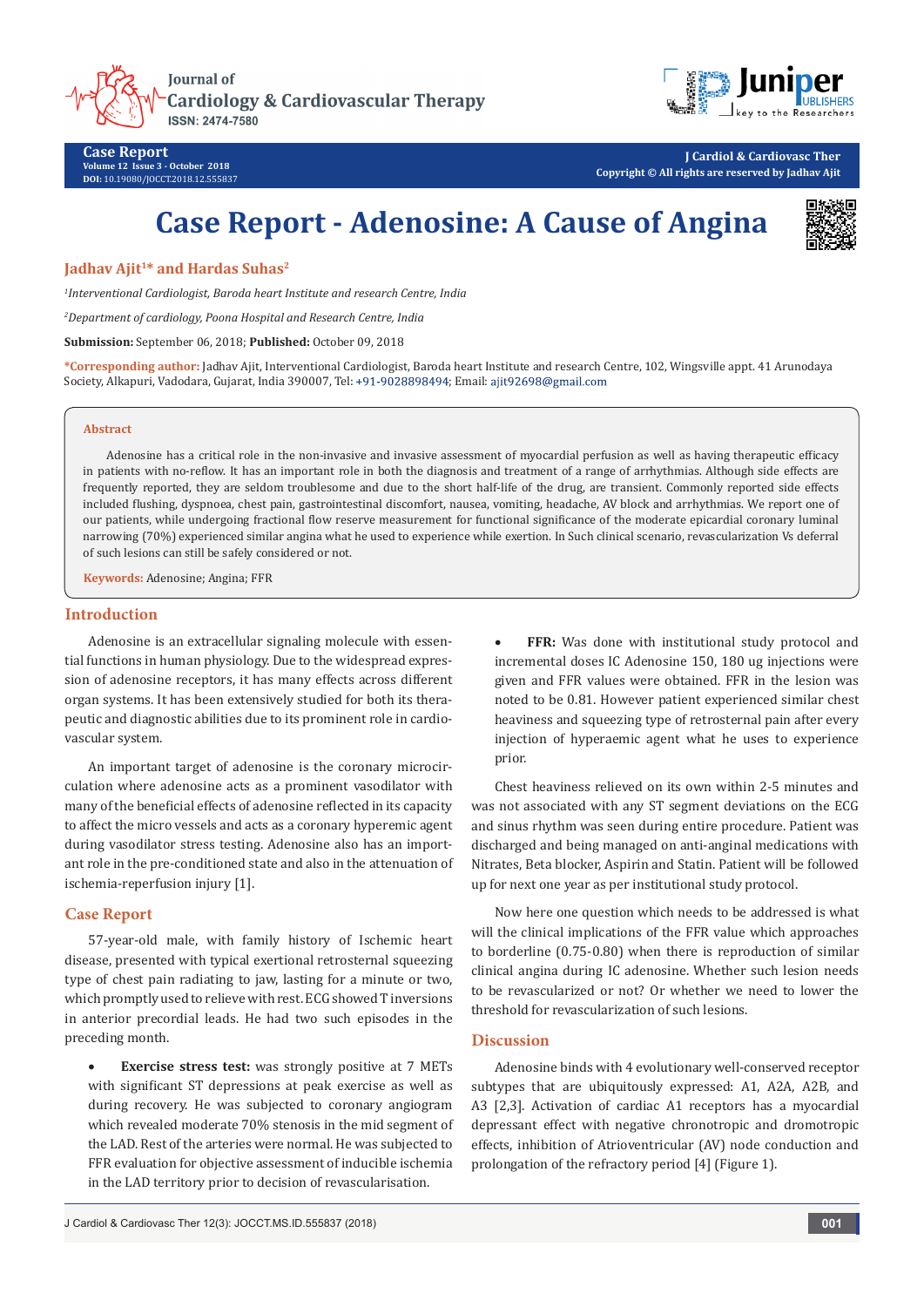# Case Report - Adenosine: A Cause of Angina

**Jadhav Ajit[1]\* and Hardas Suhas[2]**

[1]*Interventional Cardiologist, Baroda heart Institute and research Centre, India*

[2]*Department of cardiology, Poona Hospital and Research Centre, India*

**Submission:** September 06, 2018; **Published:** October 09, 2018

**\*Corresponding author:** Jadhav Ajit, Interventional Cardiologist, Baroda heart Institute and research Centre, 102, Wingsville appt. 41 Arunodaya Society, Alkapuri, Vadodara, Gujarat, India 390007, Tel: +91-9028898494; Email: ajit92698@gmail.com

## Abstract

Adenosine has a critical role in the non-invasive and invasive assessment of myocardial perfusion as well as having therapeutic efficacy in patients with no-reflow. It has an important role in both the diagnosis and treatment of a range of arrhythmias. Although side effects are frequently reported, they are seldom troublesome and due to the short half-life of the drug, are transient. Commonly reported side effects included flushing, dyspnoea, chest pain, gastrointestinal discomfort, nausea, vomiting, headache, AV block and arrhythmias. We report one of our patients, while undergoing fractional flow reserve measurement for functional significance of the moderate epicardial coronary luminal narrowing (70%) experienced similar angina what he used to experience while exertion. In Such clinical scenario, revascularization Vs deferral of such lesions can still be safely considered or not.

**Keywords:** Adenosine; Angina; FFR

## Introduction

Adenosine is an extracellular signaling molecule with essential functions in human physiology. Due to the widespread expression of adenosine receptors, it has many effects across different organ systems. It has been extensively studied for both its therapeutic and diagnostic abilities due to its prominent role in cardiovascular system.

An important target of adenosine is the coronary microcirculation where adenosine acts as a prominent vasodilator with many of the beneficial effects of adenosine reflected in its capacity to affect the micro vessels and acts as a coronary hyperemic agent during vasodilator stress testing. Adenosine also has an important role in the pre-conditioned state and also in the attenuation of ischemia-reperfusion injury [1].

## Case Report

57-year-old male, with family history of Ischemic heart disease, presented with typical exertional retrosternal squeezing type of chest pain radiating to jaw, lasting for a minute or two, which promptly used to relieve with rest. ECG showed T inversions in anterior precordial leads. He had two such episodes in the preceding month.

- **Exercise stress test:** was strongly positive at 7 METs with significant ST depressions at peak exercise as well as during recovery. He was subjected to coronary angiogram which revealed moderate 70% stenosis in the mid segment of the LAD. Rest of the arteries were normal. He was subjected to FFR evaluation for objective assessment of inducible ischemia in the LAD territory prior to decision of revascularisation.
- **FFR:** Was done with institutional study protocol and incremental doses IC Adenosine 150, 180 ug injections were given and FFR values were obtained. FFR in the lesion was noted to be 0.81. However patient experienced similar chest heaviness and squeezing type of retrosternal pain after every injection of hyperaemic agent what he uses to experience prior.

Chest heaviness relieved on its own within 2-5 minutes and was not associated with any ST segment deviations on the ECG and sinus rhythm was seen during entire procedure. Patient was discharged and being managed on anti-anginal medications with Nitrates, Beta blocker, Aspirin and Statin. Patient will be followed up for next one year as per institutional study protocol.

Now here one question which needs to be addressed is what will the clinical implications of the FFR value which approaches to borderline (0.75-0.80) when there is reproduction of similar clinical angina during IC adenosine. Whether such lesion needs to be revascularized or not? Or whether we need to lower the threshold for revascularization of such lesions.

## Discussion

Adenosine binds with 4 evolutionary well-conserved receptor subtypes that are ubiquitously expressed: A1, A2A, A2B, and A3 [2,3]. Activation of cardiac A1 receptors has a myocardial depressant effect with negative chronotropic and dromotropic effects, inhibition of Atrioventricular (AV) node conduction and prolongation of the refractory period [4] (Figure 1).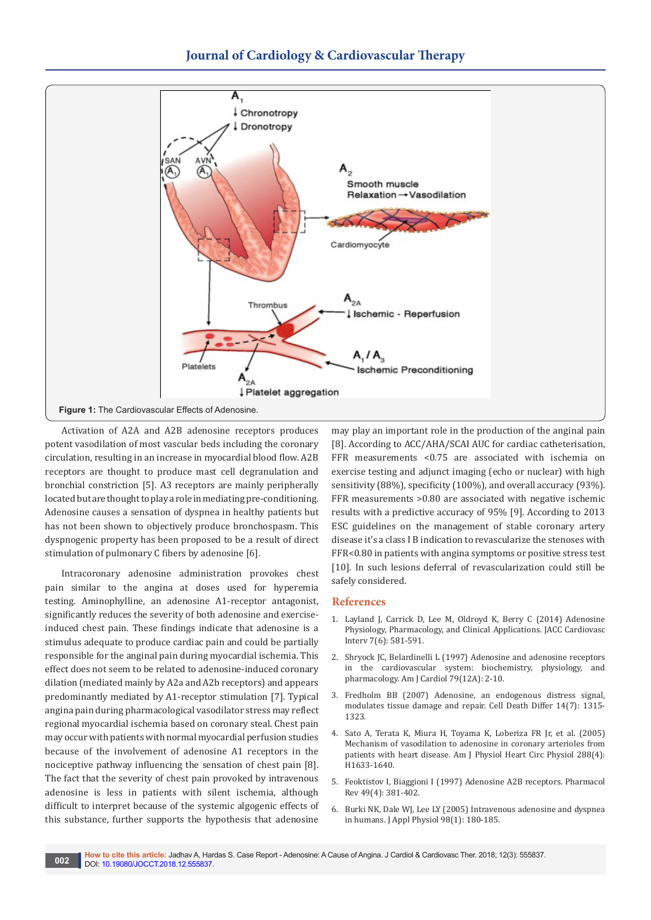Figure 1: The Cardiovascular Effects of Adenosine.

Activation of A2A and A2B adenosine receptors produces potent vasodilation of most vascular beds including the coronary circulation, resulting in an increase in myocardial blood flow. A2B receptors are thought to produce mast cell degranulation and bronchial constriction [5]. A3 receptors are mainly peripherally located but are thought to play a role in mediating pre-conditioning. Adenosine causes a sensation of dyspnea in healthy patients but has not been shown to objectively produce bronchospasm. This dyspnogenic property has been proposed to be a result of direct stimulation of pulmonary C fibers by adenosine [6].

Intracoronary adenosine administration provokes chest pain similar to the angina at doses used for hyperemia testing. Aminophylline, an adenosine A1-receptor antagonist, significantly reduces the severity of both adenosine and exercise-induced chest pain. These findings indicate that adenosine is a stimulus adequate to produce cardiac pain and could be partially responsible for the anginal pain during myocardial ischemia. This effect does not seem to be related to adenosine-induced coronary dilation (mediated mainly by A2a and A2b receptors) and appears predominantly mediated by A1-receptor stimulation [7]. Typical angina pain during pharmacological vasodilator stress may reflect regional myocardial ischemia based on coronary steal. Chest pain may occur with patients with normal myocardial perfusion studies because of the involvement of adenosine A1 receptors in the nociceptive pathway influencing the sensation of chest pain [8]. The fact that the severity of chest pain provoked by intravenous adenosine is less in patients with silent ischemia, although difficult to interpret because of the systemic algogenic effects of this substance, further supports the hypothesis that adenosine may play an important role in the production of the anginal pain [8]. According to ACC/AHA/SCAI AUC for cardiac catheterisation, FFR measurements <0.75 are associated with ischemia on exercise testing and adjunct imaging (echo or nuclear) with high sensitivity (88%), specificity (100%), and overall accuracy (93%). FFR measurements >0.80 are associated with negative ischemic results with a predictive accuracy of 95% [9]. According to 2013 ESC guidelines on the management of stable coronary artery disease it's a class I B indication to revascularize the stenoses with FFR<0.80 in patients with angina symptoms or positive stress test [10]. In such lesions deferral of revascularization could still be safely considered.

## References

1. Layland J, Carrick D, Lee M, Oldroyd K, Berry C (2014) Adenosine Physiology, Pharmacology, and Clinical Applications. JACC Cardiovasc Interv 7(6): 581-591.
2. Shryock JC, Belardinelli L (1997) Adenosine and adenosine receptors in the cardiovascular system: biochemistry, physiology, and pharmacology. Am J Cardiol 79(12A): 2-10.
3. Fredholm BB (2007) Adenosine, an endogenous distress signal, modulates tissue damage and repair. Cell Death Differ 14(7): 1315-1323.
4. Sato A, Terata K, Miura H, Toyama K, Loberiza FR Jr, et al. (2005) Mechanism of vasodilation to adenosine in coronary arterioles from patients with heart disease. Am J Physiol Heart Circ Physiol 288(4): H1633-1640.
5. Feoktistov I, Biaggioni I (1997) Adenosine A2B receptors. Pharmacol Rev 49(4): 381-402.
6. Burki NK, Dale WJ, Lee LY (2005) Intravenous adenosine and dyspnea in humans. J Appl Physiol 98(1): 180-185.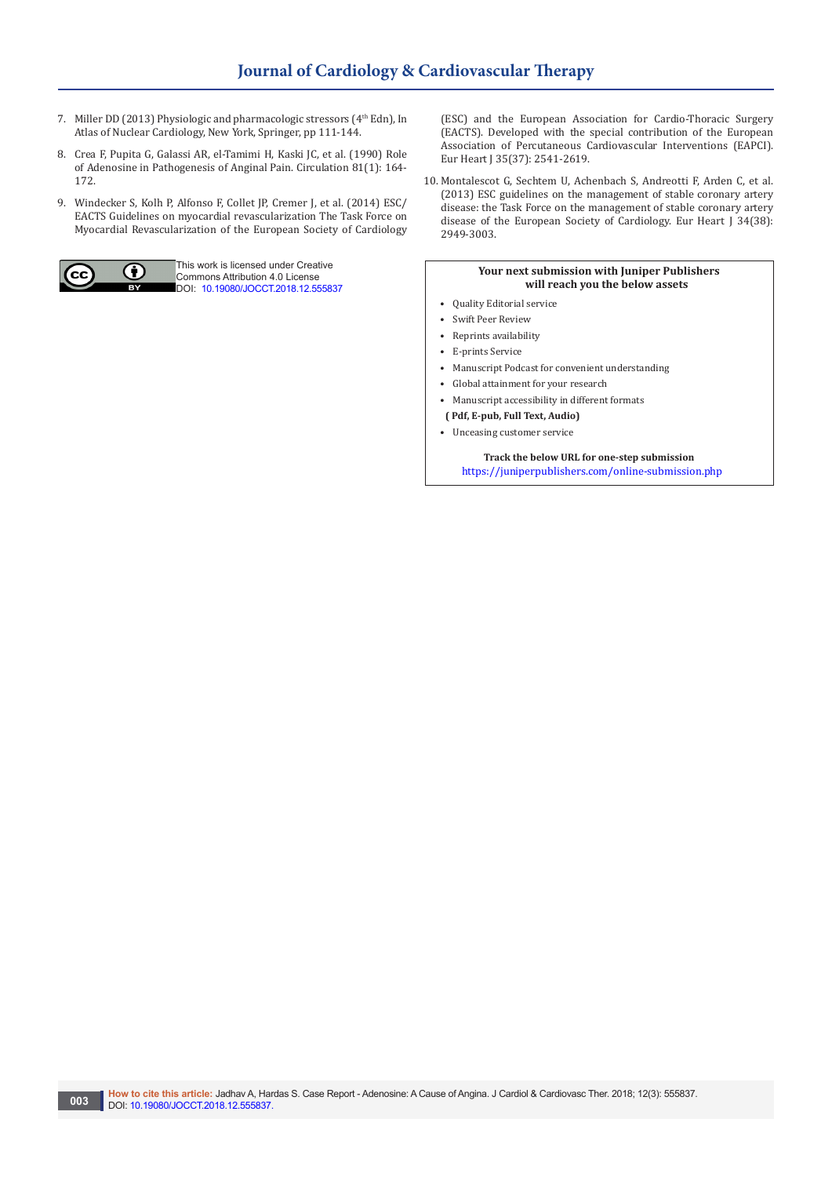7. Miller DD (2013) Physiologic and pharmacologic stressors (4th Edn), In Atlas of Nuclear Cardiology, New York, Springer, pp 111-144.

8. Crea F, Pupita G, Galassi AR, el-Tamimi H, Kaski JC, et al. (1990) Role of Adenosine in Pathogenesis of Anginal Pain. Circulation 81(1): 164-172.

9. Windecker S, Kolh P, Alfonso F, Collet JP, Cremer J, et al. (2014) ESC/EACTS Guidelines on myocardial revascularization The Task Force on Myocardial Revascularization of the European Society of Cardiology (ESC) and the European Association for Cardio-Thoracic Surgery (EACTS). Developed with the special contribution of the European Association of Percutaneous Cardiovascular Interventions (EAPCI). Eur Heart J 35(37): 2541-2619.

10. Montalescot G, Sechtem U, Achenbach S, Andreotti F, Arden C, et al. (2013) ESC guidelines on the management of stable coronary artery disease: the Task Force on the management of stable coronary artery disease of the European Society of Cardiology. Eur Heart J 34(38): 2949-3003.

This work is licensed under Creative Commons Attribution 4.0 License
DOI: 10.19080/JOCCT.2018.12.555837

**Your next submission with Juniper Publishers will reach you the below assets**

- Quality Editorial service
- Swift Peer Review
- Reprints availability
- E-prints Service
- Manuscript Podcast for convenient understanding
- Global attainment for your research
- Manuscript accessibility in different formats

**( Pdf, E-pub, Full Text, Audio)**

- Unceasing customer service

**Track the below URL for one-step submission**
https://juniperpublishers.com/online-submission.php

**How to cite this article:** Jadhav A, Hardas S. Case Report - Adenosine: A Cause of Angina. J Cardiol & Cardiovasc Ther. 2018; 12(3): 555837. DOI: 10.19080/JOCCT.2018.12.555837.